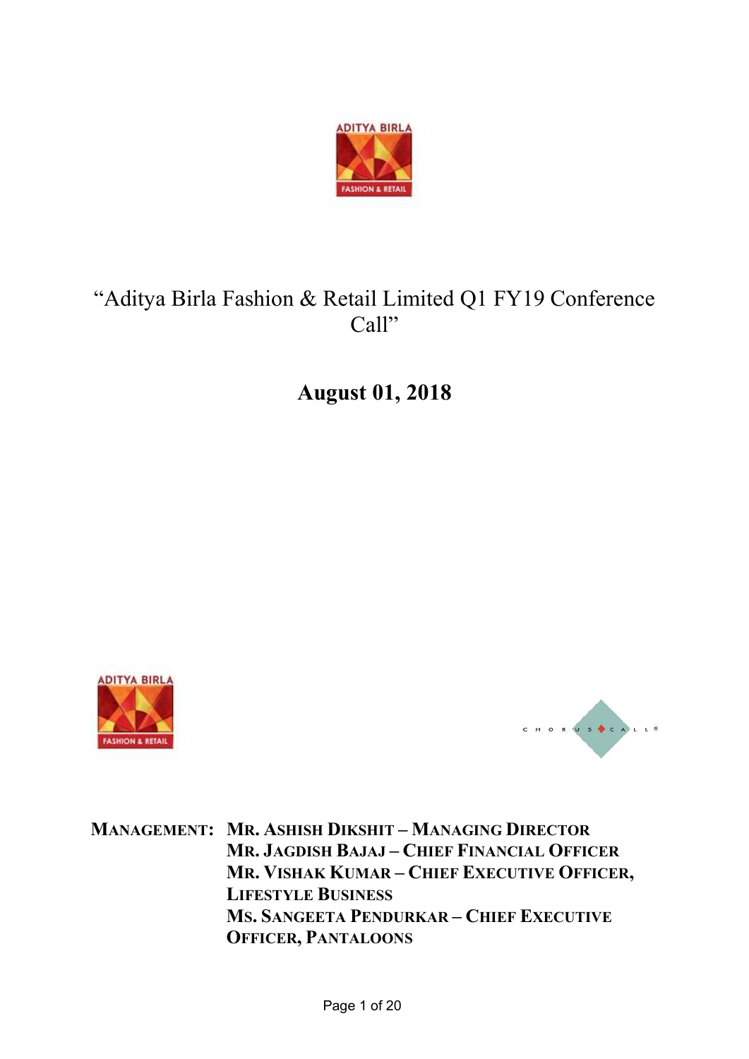# "Aditya Birla Fashion & Retail Limited Q1 FY19 Conference Call"

## August 01, 2018

**MANAGEMENT:** **MR. ASHISH DIKSHIT – MANAGING DIRECTOR**
**MR. JAGDISH BAJAJ – CHIEF FINANCIAL OFFICER**
**MR. VISHAK KUMAR – CHIEF EXECUTIVE OFFICER, LIFESTYLE BUSINESS**
**MS. SANGEETA PENDURKAR – CHIEF EXECUTIVE OFFICER, PANTALOONS**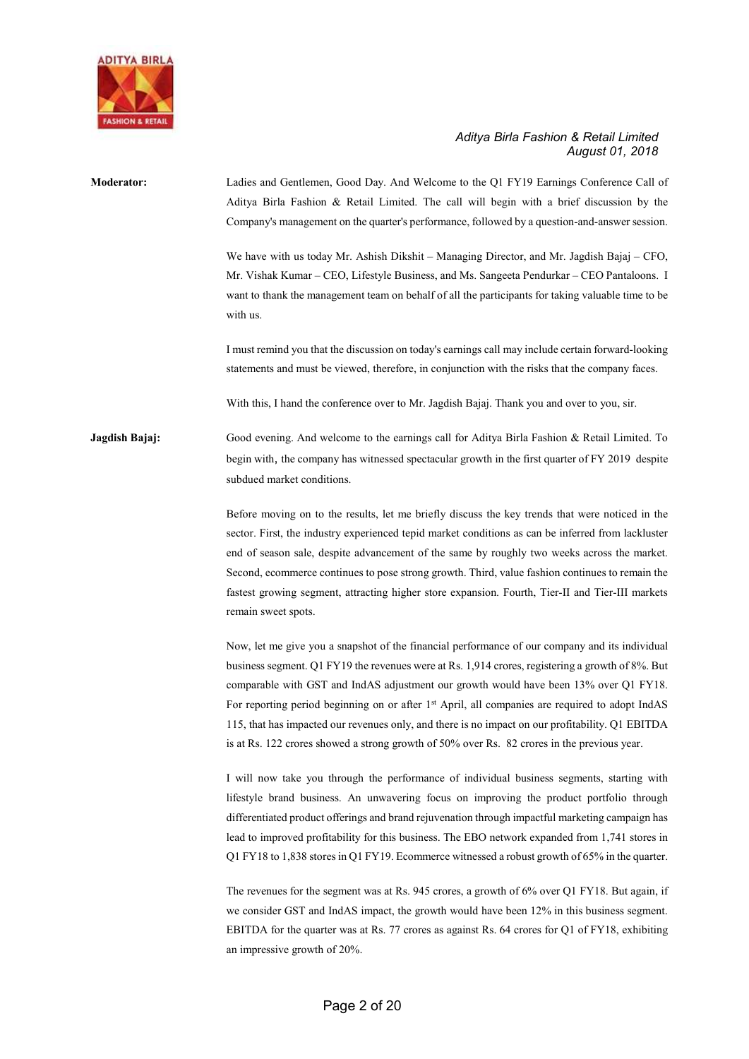**Moderator:** Ladies and Gentlemen, Good Day. And Welcome to the Q1 FY19 Earnings Conference Call of Aditya Birla Fashion & Retail Limited. The call will begin with a brief discussion by the Company's management on the quarter's performance, followed by a question-and-answer session.

We have with us today Mr. Ashish Dikshit – Managing Director, and Mr. Jagdish Bajaj – CFO, Mr. Vishak Kumar – CEO, Lifestyle Business, and Ms. Sangeeta Pendurkar – CEO Pantaloons. I want to thank the management team on behalf of all the participants for taking valuable time to be with us.

I must remind you that the discussion on today's earnings call may include certain forward-looking statements and must be viewed, therefore, in conjunction with the risks that the company faces.

With this, I hand the conference over to Mr. Jagdish Bajaj. Thank you and over to you, sir.

**Jagdish Bajaj:** Good evening. And welcome to the earnings call for Aditya Birla Fashion & Retail Limited. To begin with, the company has witnessed spectacular growth in the first quarter of FY 2019 despite subdued market conditions.

Before moving on to the results, let me briefly discuss the key trends that were noticed in the sector. First, the industry experienced tepid market conditions as can be inferred from lackluster end of season sale, despite advancement of the same by roughly two weeks across the market. Second, ecommerce continues to pose strong growth. Third, value fashion continues to remain the fastest growing segment, attracting higher store expansion. Fourth, Tier-II and Tier-III markets remain sweet spots.

Now, let me give you a snapshot of the financial performance of our company and its individual business segment. Q1 FY19 the revenues were at Rs. 1,914 crores, registering a growth of 8%. But comparable with GST and IndAS adjustment our growth would have been 13% over Q1 FY18. For reporting period beginning on or after 1st April, all companies are required to adopt IndAS 115, that has impacted our revenues only, and there is no impact on our profitability. Q1 EBITDA is at Rs. 122 crores showed a strong growth of 50% over Rs. 82 crores in the previous year.

I will now take you through the performance of individual business segments, starting with lifestyle brand business. An unwavering focus on improving the product portfolio through differentiated product offerings and brand rejuvenation through impactful marketing campaign has lead to improved profitability for this business. The EBO network expanded from 1,741 stores in Q1 FY18 to 1,838 stores in Q1 FY19. Ecommerce witnessed a robust growth of 65% in the quarter.

The revenues for the segment was at Rs. 945 crores, a growth of 6% over Q1 FY18. But again, if we consider GST and IndAS impact, the growth would have been 12% in this business segment. EBITDA for the quarter was at Rs. 77 crores as against Rs. 64 crores for Q1 of FY18, exhibiting an impressive growth of 20%.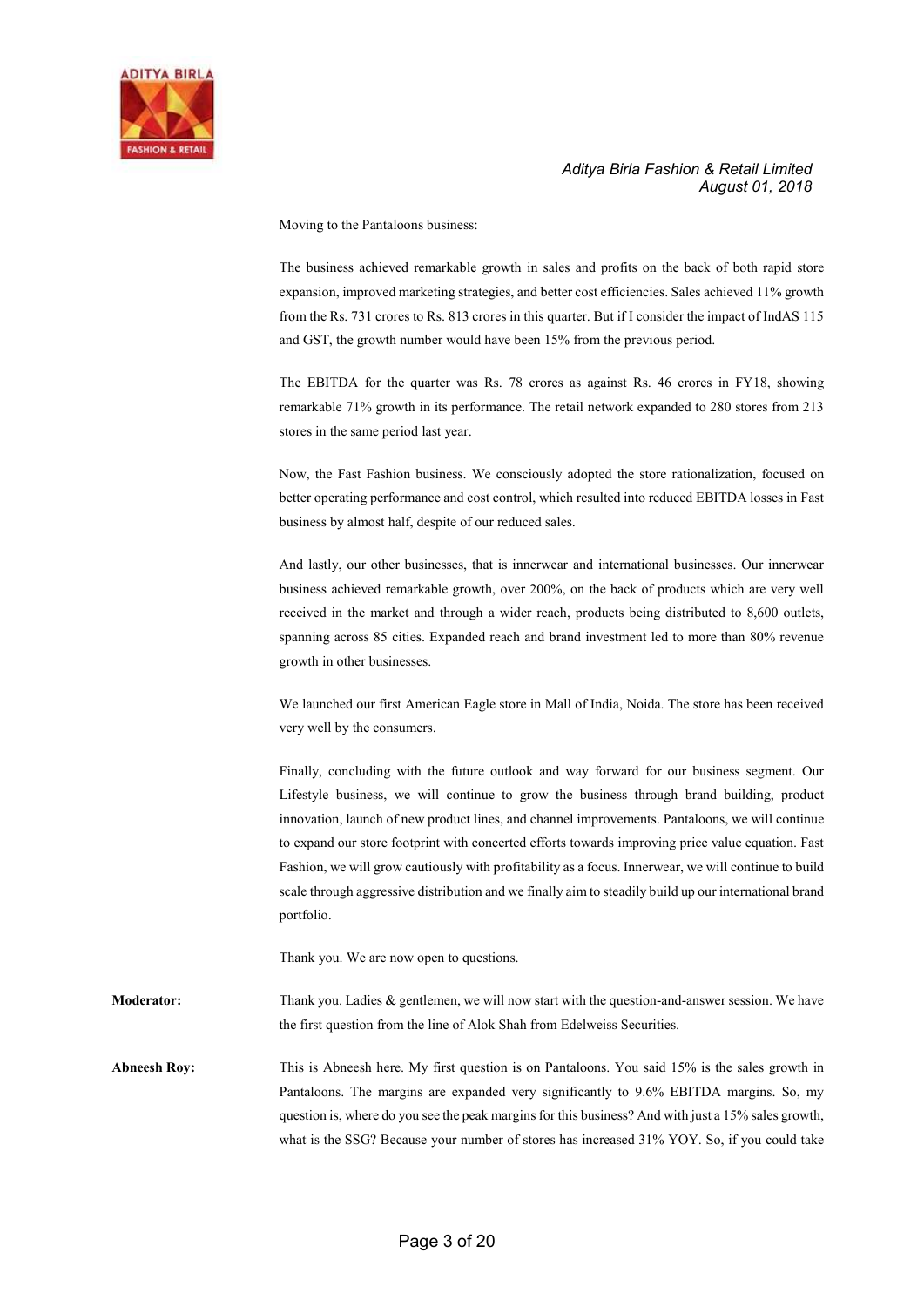Moving to the Pantaloons business:

The business achieved remarkable growth in sales and profits on the back of both rapid store expansion, improved marketing strategies, and better cost efficiencies. Sales achieved 11% growth from the Rs. 731 crores to Rs. 813 crores in this quarter. But if I consider the impact of IndAS 115 and GST, the growth number would have been 15% from the previous period.

The EBITDA for the quarter was Rs. 78 crores as against Rs. 46 crores in FY18, showing remarkable 71% growth in its performance. The retail network expanded to 280 stores from 213 stores in the same period last year.

Now, the Fast Fashion business. We consciously adopted the store rationalization, focused on better operating performance and cost control, which resulted into reduced EBITDA losses in Fast business by almost half, despite of our reduced sales.

And lastly, our other businesses, that is innerwear and international businesses. Our innerwear business achieved remarkable growth, over 200%, on the back of products which are very well received in the market and through a wider reach, products being distributed to 8,600 outlets, spanning across 85 cities. Expanded reach and brand investment led to more than 80% revenue growth in other businesses.

We launched our first American Eagle store in Mall of India, Noida. The store has been received very well by the consumers.

Finally, concluding with the future outlook and way forward for our business segment. Our Lifestyle business, we will continue to grow the business through brand building, product innovation, launch of new product lines, and channel improvements. Pantaloons, we will continue to expand our store footprint with concerted efforts towards improving price value equation. Fast Fashion, we will grow cautiously with profitability as a focus. Innerwear, we will continue to build scale through aggressive distribution and we finally aim to steadily build up our international brand portfolio.

Thank you. We are now open to questions.

**Moderator:** Thank you. Ladies & gentlemen, we will now start with the question-and-answer session. We have the first question from the line of Alok Shah from Edelweiss Securities.

**Abneesh Roy:** This is Abneesh here. My first question is on Pantaloons. You said 15% is the sales growth in Pantaloons. The margins are expanded very significantly to 9.6% EBITDA margins. So, my question is, where do you see the peak margins for this business? And with just a 15% sales growth, what is the SSG? Because your number of stores has increased 31% YOY. So, if you could take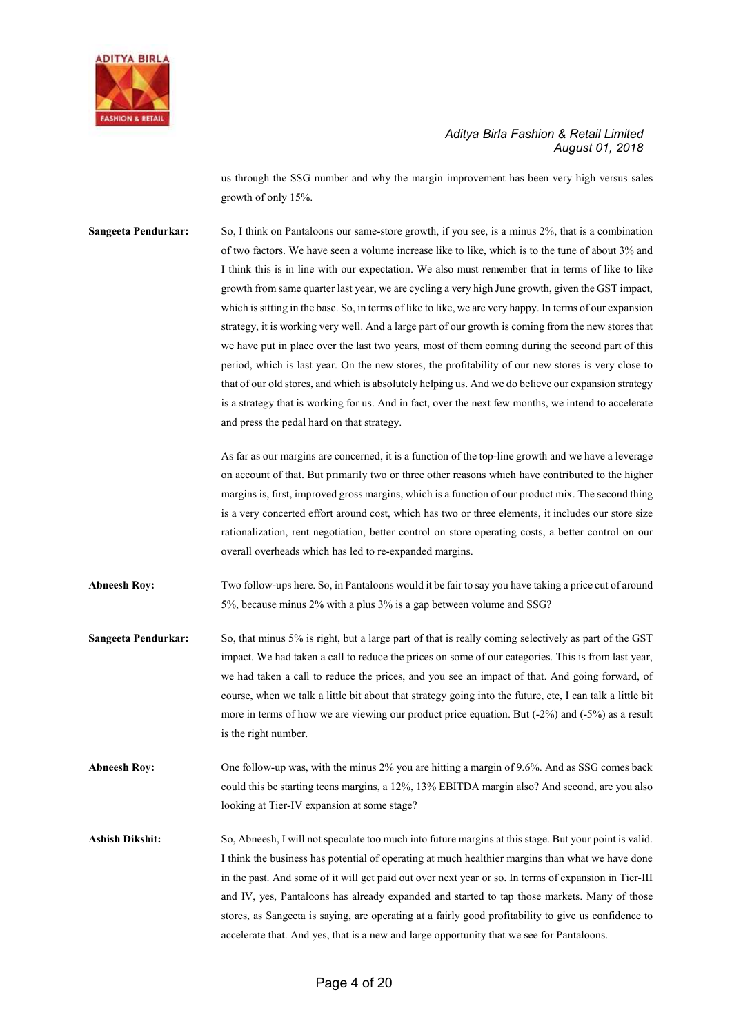us through the SSG number and why the margin improvement has been very high versus sales growth of only 15%.

**Sangeeta Pendurkar:** So, I think on Pantaloons our same-store growth, if you see, is a minus 2%, that is a combination of two factors. We have seen a volume increase like to like, which is to the tune of about 3% and I think this is in line with our expectation. We also must remember that in terms of like to like growth from same quarter last year, we are cycling a very high June growth, given the GST impact, which is sitting in the base. So, in terms of like to like, we are very happy. In terms of our expansion strategy, it is working very well. And a large part of our growth is coming from the new stores that we have put in place over the last two years, most of them coming during the second part of this period, which is last year. On the new stores, the profitability of our new stores is very close to that of our old stores, and which is absolutely helping us. And we do believe our expansion strategy is a strategy that is working for us. And in fact, over the next few months, we intend to accelerate and press the pedal hard on that strategy.

As far as our margins are concerned, it is a function of the top-line growth and we have a leverage on account of that. But primarily two or three other reasons which have contributed to the higher margins is, first, improved gross margins, which is a function of our product mix. The second thing is a very concerted effort around cost, which has two or three elements, it includes our store size rationalization, rent negotiation, better control on store operating costs, a better control on our overall overheads which has led to re-expanded margins.

**Abneesh Roy:** Two follow-ups here. So, in Pantaloons would it be fair to say you have taking a price cut of around 5%, because minus 2% with a plus 3% is a gap between volume and SSG?

**Sangeeta Pendurkar:** So, that minus 5% is right, but a large part of that is really coming selectively as part of the GST impact. We had taken a call to reduce the prices on some of our categories. This is from last year, we had taken a call to reduce the prices, and you see an impact of that. And going forward, of course, when we talk a little bit about that strategy going into the future, etc, I can talk a little bit more in terms of how we are viewing our product price equation. But (-2%) and (-5%) as a result is the right number.

**Abneesh Roy:** One follow-up was, with the minus 2% you are hitting a margin of 9.6%. And as SSG comes back could this be starting teens margins, a 12%, 13% EBITDA margin also? And second, are you also looking at Tier-IV expansion at some stage?

**Ashish Dikshit:** So, Abneesh, I will not speculate too much into future margins at this stage. But your point is valid. I think the business has potential of operating at much healthier margins than what we have done in the past. And some of it will get paid out over next year or so. In terms of expansion in Tier-III and IV, yes, Pantaloons has already expanded and started to tap those markets. Many of those stores, as Sangeeta is saying, are operating at a fairly good profitability to give us confidence to accelerate that. And yes, that is a new and large opportunity that we see for Pantaloons.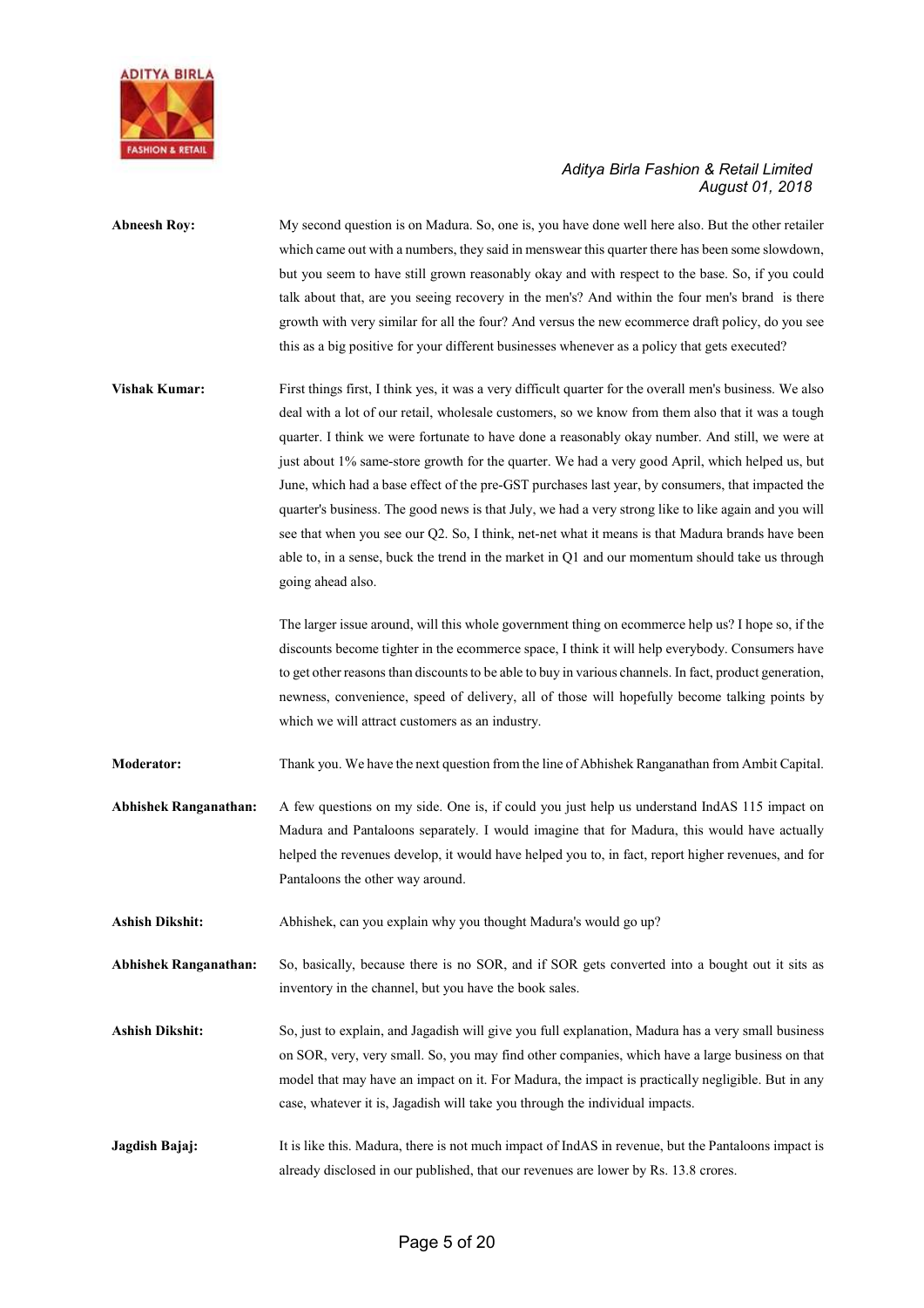**Abneesh Roy:** My second question is on Madura. So, one is, you have done well here also. But the other retailer which came out with a numbers, they said in menswear this quarter there has been some slowdown, but you seem to have still grown reasonably okay and with respect to the base. So, if you could talk about that, are you seeing recovery in the men's? And within the four men's brand is there growth with very similar for all the four? And versus the new ecommerce draft policy, do you see this as a big positive for your different businesses whenever as a policy that gets executed?

**Vishak Kumar:** First things first, I think yes, it was a very difficult quarter for the overall men's business. We also deal with a lot of our retail, wholesale customers, so we know from them also that it was a tough quarter. I think we were fortunate to have done a reasonably okay number. And still, we were at just about 1% same-store growth for the quarter. We had a very good April, which helped us, but June, which had a base effect of the pre-GST purchases last year, by consumers, that impacted the quarter's business. The good news is that July, we had a very strong like to like again and you will see that when you see our Q2. So, I think, net-net what it means is that Madura brands have been able to, in a sense, buck the trend in the market in Q1 and our momentum should take us through going ahead also.

The larger issue around, will this whole government thing on ecommerce help us? I hope so, if the discounts become tighter in the ecommerce space, I think it will help everybody. Consumers have to get other reasons than discounts to be able to buy in various channels. In fact, product generation, newness, convenience, speed of delivery, all of those will hopefully become talking points by which we will attract customers as an industry.

**Moderator:** Thank you. We have the next question from the line of Abhishek Ranganathan from Ambit Capital.

**Abhishek Ranganathan:** A few questions on my side. One is, if could you just help us understand IndAS 115 impact on Madura and Pantaloons separately. I would imagine that for Madura, this would have actually helped the revenues develop, it would have helped you to, in fact, report higher revenues, and for Pantaloons the other way around.

**Ashish Dikshit:** Abhishek, can you explain why you thought Madura's would go up?

**Abhishek Ranganathan:** So, basically, because there is no SOR, and if SOR gets converted into a bought out it sits as inventory in the channel, but you have the book sales.

**Ashish Dikshit:** So, just to explain, and Jagadish will give you full explanation, Madura has a very small business on SOR, very, very small. So, you may find other companies, which have a large business on that model that may have an impact on it. For Madura, the impact is practically negligible. But in any case, whatever it is, Jagadish will take you through the individual impacts.

**Jagdish Bajaj:** It is like this. Madura, there is not much impact of IndAS in revenue, but the Pantaloons impact is already disclosed in our published, that our revenues are lower by Rs. 13.8 crores.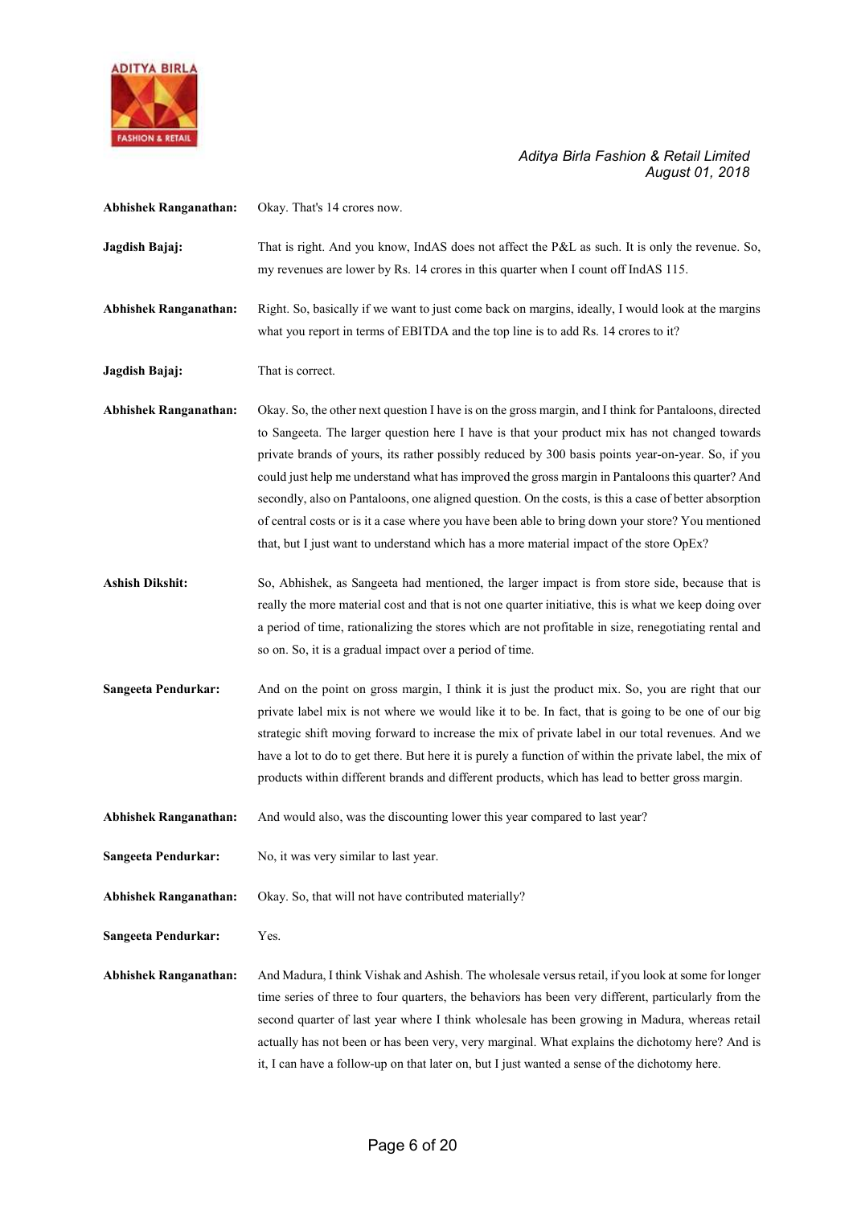**Abhishek Ranganathan:** Okay. That's 14 crores now.

**Jagdish Bajaj:** That is right. And you know, IndAS does not affect the P&L as such. It is only the revenue. So, my revenues are lower by Rs. 14 crores in this quarter when I count off IndAS 115.

**Abhishek Ranganathan:** Right. So, basically if we want to just come back on margins, ideally, I would look at the margins what you report in terms of EBITDA and the top line is to add Rs. 14 crores to it?

**Jagdish Bajaj:** That is correct.

**Abhishek Ranganathan:** Okay. So, the other next question I have is on the gross margin, and I think for Pantaloons, directed to Sangeeta. The larger question here I have is that your product mix has not changed towards private brands of yours, its rather possibly reduced by 300 basis points year-on-year. So, if you could just help me understand what has improved the gross margin in Pantaloons this quarter? And secondly, also on Pantaloons, one aligned question. On the costs, is this a case of better absorption of central costs or is it a case where you have been able to bring down your store? You mentioned that, but I just want to understand which has a more material impact of the store OpEx?

**Ashish Dikshit:** So, Abhishek, as Sangeeta had mentioned, the larger impact is from store side, because that is really the more material cost and that is not one quarter initiative, this is what we keep doing over a period of time, rationalizing the stores which are not profitable in size, renegotiating rental and so on. So, it is a gradual impact over a period of time.

**Sangeeta Pendurkar:** And on the point on gross margin, I think it is just the product mix. So, you are right that our private label mix is not where we would like it to be. In fact, that is going to be one of our big strategic shift moving forward to increase the mix of private label in our total revenues. And we have a lot to do to get there. But here it is purely a function of within the private label, the mix of products within different brands and different products, which has lead to better gross margin.

**Abhishek Ranganathan:** And would also, was the discounting lower this year compared to last year?

**Sangeeta Pendurkar:** No, it was very similar to last year.

**Abhishek Ranganathan:** Okay. So, that will not have contributed materially?

**Sangeeta Pendurkar:** Yes.

**Abhishek Ranganathan:** And Madura, I think Vishak and Ashish. The wholesale versus retail, if you look at some for longer time series of three to four quarters, the behaviors has been very different, particularly from the second quarter of last year where I think wholesale has been growing in Madura, whereas retail actually has not been or has been very, very marginal. What explains the dichotomy here? And is it, I can have a follow-up on that later on, but I just wanted a sense of the dichotomy here.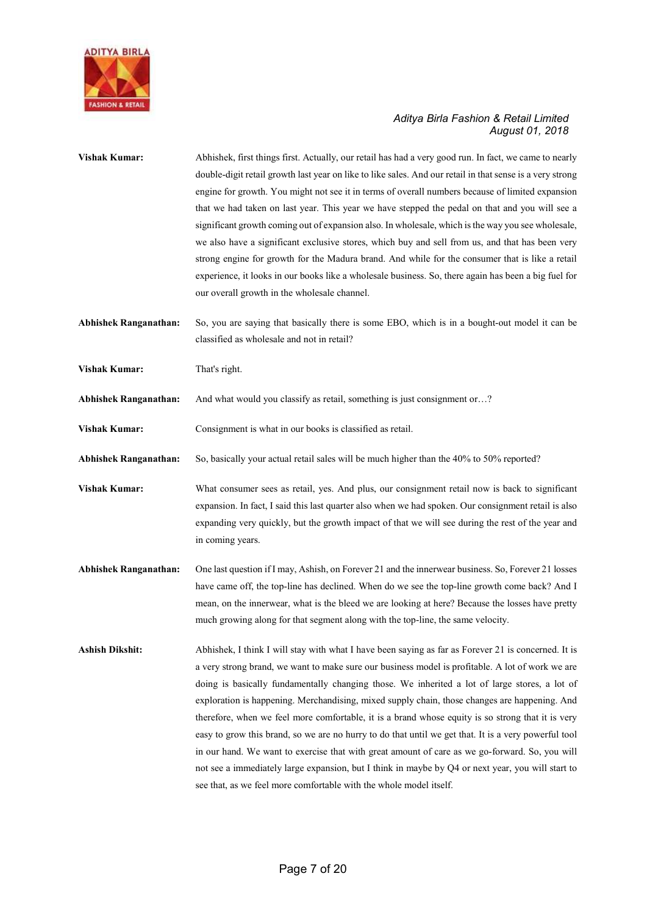**Vishak Kumar:** Abhishek, first things first. Actually, our retail has had a very good run. In fact, we came to nearly double-digit retail growth last year on like to like sales. And our retail in that sense is a very strong engine for growth. You might not see it in terms of overall numbers because of limited expansion that we had taken on last year. This year we have stepped the pedal on that and you will see a significant growth coming out of expansion also. In wholesale, which is the way you see wholesale, we also have a significant exclusive stores, which buy and sell from us, and that has been very strong engine for growth for the Madura brand. And while for the consumer that is like a retail experience, it looks in our books like a wholesale business. So, there again has been a big fuel for our overall growth in the wholesale channel.

**Abhishek Ranganathan:** So, you are saying that basically there is some EBO, which is in a bought-out model it can be classified as wholesale and not in retail?

**Vishak Kumar:** That's right.

**Abhishek Ranganathan:** And what would you classify as retail, something is just consignment or…?

**Vishak Kumar:** Consignment is what in our books is classified as retail.

**Abhishek Ranganathan:** So, basically your actual retail sales will be much higher than the 40% to 50% reported?

**Vishak Kumar:** What consumer sees as retail, yes. And plus, our consignment retail now is back to significant expansion. In fact, I said this last quarter also when we had spoken. Our consignment retail is also expanding very quickly, but the growth impact of that we will see during the rest of the year and in coming years.

**Abhishek Ranganathan:** One last question if I may, Ashish, on Forever 21 and the innerwear business. So, Forever 21 losses have came off, the top-line has declined. When do we see the top-line growth come back? And I mean, on the innerwear, what is the bleed we are looking at here? Because the losses have pretty much growing along for that segment along with the top-line, the same velocity.

**Ashish Dikshit:** Abhishek, I think I will stay with what I have been saying as far as Forever 21 is concerned. It is a very strong brand, we want to make sure our business model is profitable. A lot of work we are doing is basically fundamentally changing those. We inherited a lot of large stores, a lot of exploration is happening. Merchandising, mixed supply chain, those changes are happening. And therefore, when we feel more comfortable, it is a brand whose equity is so strong that it is very easy to grow this brand, so we are no hurry to do that until we get that. It is a very powerful tool in our hand. We want to exercise that with great amount of care as we go-forward. So, you will not see a immediately large expansion, but I think in maybe by Q4 or next year, you will start to see that, as we feel more comfortable with the whole model itself.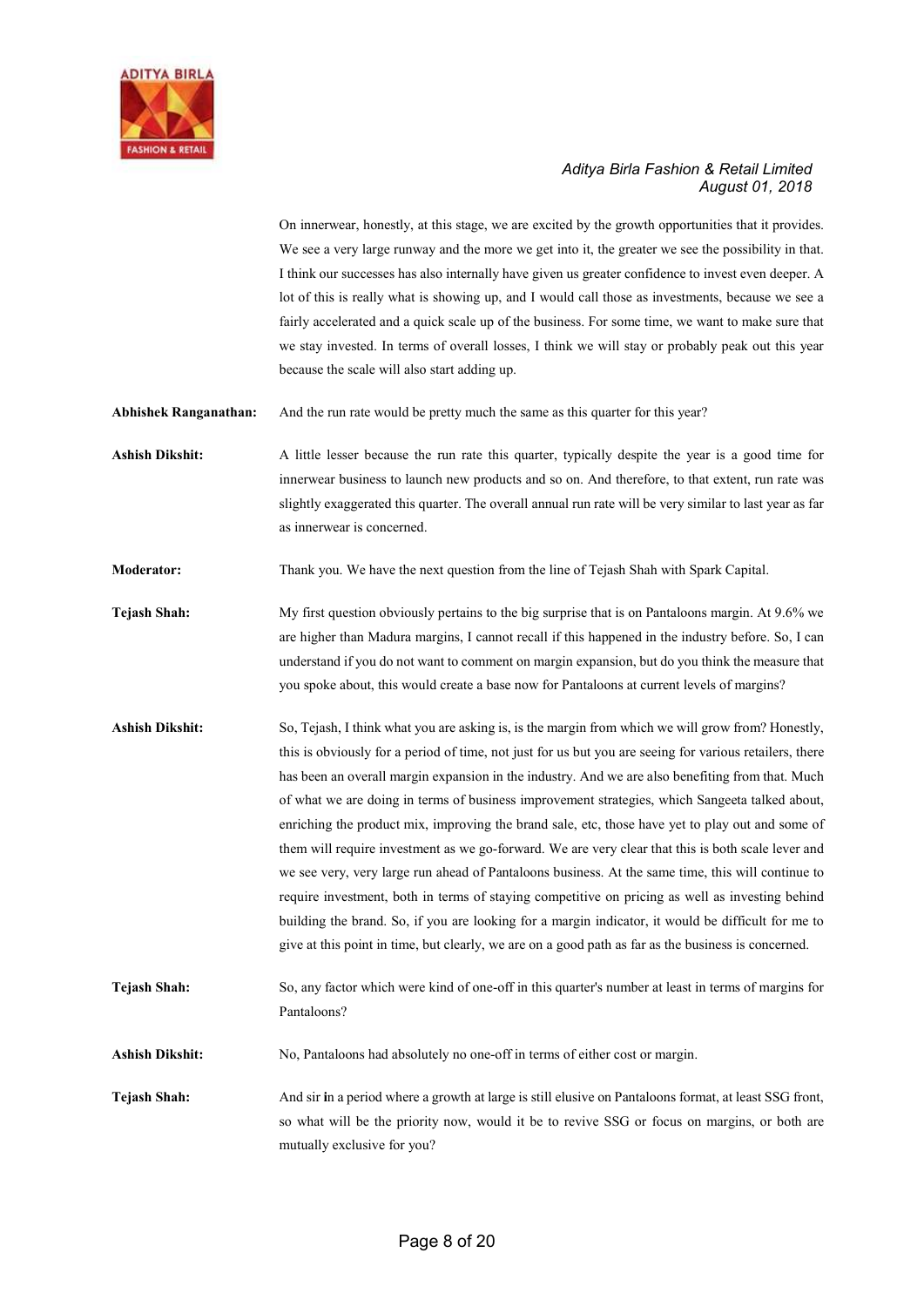On innerwear, honestly, at this stage, we are excited by the growth opportunities that it provides. We see a very large runway and the more we get into it, the greater we see the possibility in that. I think our successes has also internally have given us greater confidence to invest even deeper. A lot of this is really what is showing up, and I would call those as investments, because we see a fairly accelerated and a quick scale up of the business. For some time, we want to make sure that we stay invested. In terms of overall losses, I think we will stay or probably peak out this year because the scale will also start adding up.

**Abhishek Ranganathan:** And the run rate would be pretty much the same as this quarter for this year?

**Ashish Dikshit:** A little lesser because the run rate this quarter, typically despite the year is a good time for innerwear business to launch new products and so on. And therefore, to that extent, run rate was slightly exaggerated this quarter. The overall annual run rate will be very similar to last year as far as innerwear is concerned.

**Moderator:** Thank you. We have the next question from the line of Tejash Shah with Spark Capital.

**Tejash Shah:** My first question obviously pertains to the big surprise that is on Pantaloons margin. At 9.6% we are higher than Madura margins, I cannot recall if this happened in the industry before. So, I can understand if you do not want to comment on margin expansion, but do you think the measure that you spoke about, this would create a base now for Pantaloons at current levels of margins?

**Ashish Dikshit:** So, Tejash, I think what you are asking is, is the margin from which we will grow from? Honestly, this is obviously for a period of time, not just for us but you are seeing for various retailers, there has been an overall margin expansion in the industry. And we are also benefiting from that. Much of what we are doing in terms of business improvement strategies, which Sangeeta talked about, enriching the product mix, improving the brand sale, etc, those have yet to play out and some of them will require investment as we go-forward. We are very clear that this is both scale lever and we see very, very large run ahead of Pantaloons business. At the same time, this will continue to require investment, both in terms of staying competitive on pricing as well as investing behind building the brand. So, if you are looking for a margin indicator, it would be difficult for me to give at this point in time, but clearly, we are on a good path as far as the business is concerned.

**Tejash Shah:** So, any factor which were kind of one-off in this quarter's number at least in terms of margins for Pantaloons?

**Ashish Dikshit:** No, Pantaloons had absolutely no one-off in terms of either cost or margin.

**Tejash Shah:** And sir in a period where a growth at large is still elusive on Pantaloons format, at least SSG front, so what will be the priority now, would it be to revive SSG or focus on margins, or both are mutually exclusive for you?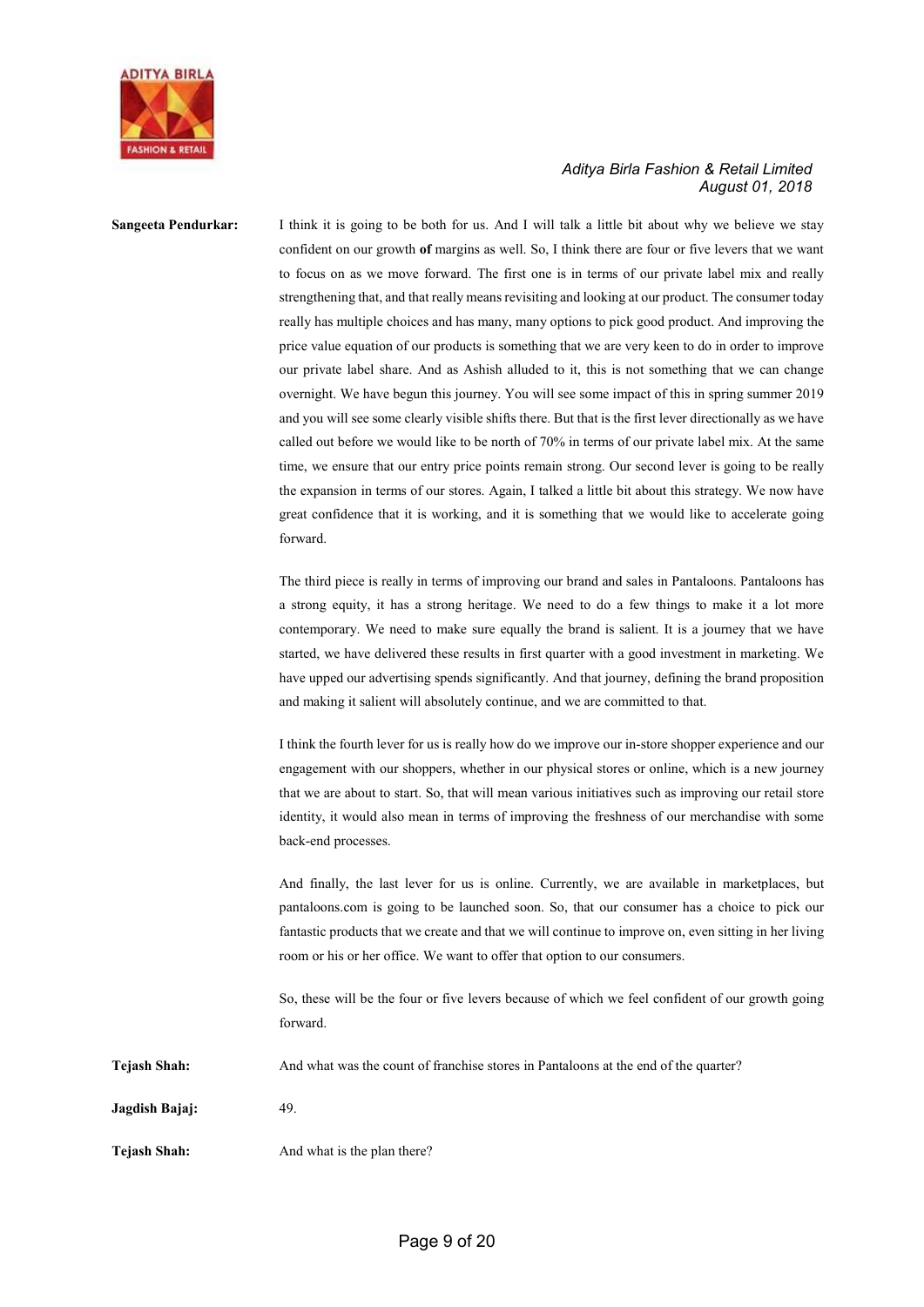**Sangeeta Pendurkar:** I think it is going to be both for us. And I will talk a little bit about why we believe we stay confident on our growth **of** margins as well. So, I think there are four or five levers that we want to focus on as we move forward. The first one is in terms of our private label mix and really strengthening that, and that really means revisiting and looking at our product. The consumer today really has multiple choices and has many, many options to pick good product. And improving the price value equation of our products is something that we are very keen to do in order to improve our private label share. And as Ashish alluded to it, this is not something that we can change overnight. We have begun this journey. You will see some impact of this in spring summer 2019 and you will see some clearly visible shifts there. But that is the first lever directionally as we have called out before we would like to be north of 70% in terms of our private label mix. At the same time, we ensure that our entry price points remain strong. Our second lever is going to be really the expansion in terms of our stores. Again, I talked a little bit about this strategy. We now have great confidence that it is working, and it is something that we would like to accelerate going forward.

The third piece is really in terms of improving our brand and sales in Pantaloons. Pantaloons has a strong equity, it has a strong heritage. We need to do a few things to make it a lot more contemporary. We need to make sure equally the brand is salient. It is a journey that we have started, we have delivered these results in first quarter with a good investment in marketing. We have upped our advertising spends significantly. And that journey, defining the brand proposition and making it salient will absolutely continue, and we are committed to that.

I think the fourth lever for us is really how do we improve our in-store shopper experience and our engagement with our shoppers, whether in our physical stores or online, which is a new journey that we are about to start. So, that will mean various initiatives such as improving our retail store identity, it would also mean in terms of improving the freshness of our merchandise with some back-end processes.

And finally, the last lever for us is online. Currently, we are available in marketplaces, but pantaloons.com is going to be launched soon. So, that our consumer has a choice to pick our fantastic products that we create and that we will continue to improve on, even sitting in her living room or his or her office. We want to offer that option to our consumers.

So, these will be the four or five levers because of which we feel confident of our growth going forward.

**Tejash Shah:** And what was the count of franchise stores in Pantaloons at the end of the quarter?

**Jagdish Bajaj:** 49.

**Tejash Shah:** And what is the plan there?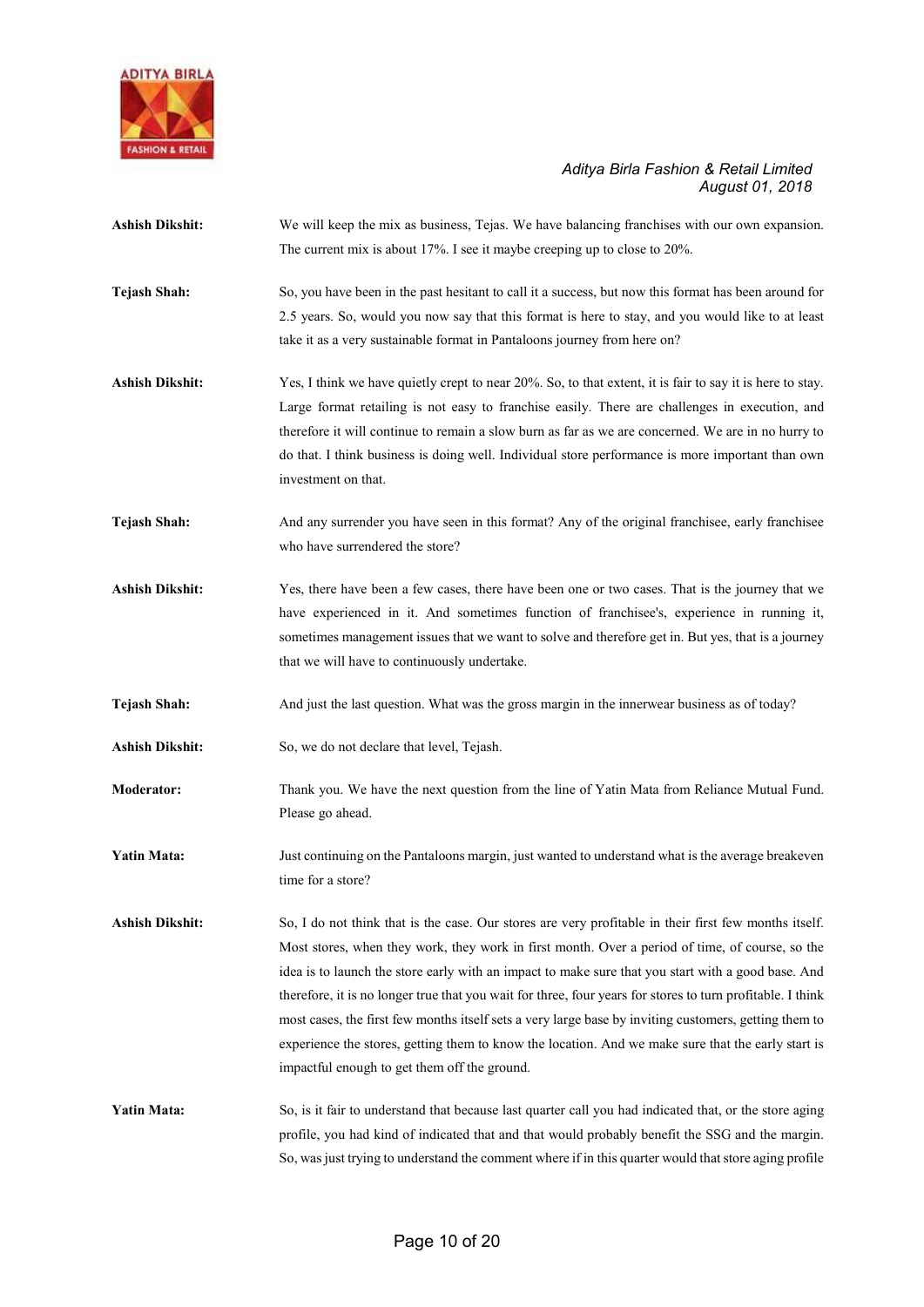**Ashish Dikshit:** We will keep the mix as business, Tejas. We have balancing franchises with our own expansion. The current mix is about 17%. I see it maybe creeping up to close to 20%.

**Tejash Shah:** So, you have been in the past hesitant to call it a success, but now this format has been around for 2.5 years. So, would you now say that this format is here to stay, and you would like to at least take it as a very sustainable format in Pantaloons journey from here on?

**Ashish Dikshit:** Yes, I think we have quietly crept to near 20%. So, to that extent, it is fair to say it is here to stay. Large format retailing is not easy to franchise easily. There are challenges in execution, and therefore it will continue to remain a slow burn as far as we are concerned. We are in no hurry to do that. I think business is doing well. Individual store performance is more important than own investment on that.

**Tejash Shah:** And any surrender you have seen in this format? Any of the original franchisee, early franchisee who have surrendered the store?

**Ashish Dikshit:** Yes, there have been a few cases, there have been one or two cases. That is the journey that we have experienced in it. And sometimes function of franchisee's, experience in running it, sometimes management issues that we want to solve and therefore get in. But yes, that is a journey that we will have to continuously undertake.

**Tejash Shah:** And just the last question. What was the gross margin in the innerwear business as of today?

**Ashish Dikshit:** So, we do not declare that level, Tejash.

**Moderator:** Thank you. We have the next question from the line of Yatin Mata from Reliance Mutual Fund. Please go ahead.

**Yatin Mata:** Just continuing on the Pantaloons margin, just wanted to understand what is the average breakeven time for a store?

**Ashish Dikshit:** So, I do not think that is the case. Our stores are very profitable in their first few months itself. Most stores, when they work, they work in first month. Over a period of time, of course, so the idea is to launch the store early with an impact to make sure that you start with a good base. And therefore, it is no longer true that you wait for three, four years for stores to turn profitable. I think most cases, the first few months itself sets a very large base by inviting customers, getting them to experience the stores, getting them to know the location. And we make sure that the early start is impactful enough to get them off the ground.

**Yatin Mata:** So, is it fair to understand that because last quarter call you had indicated that, or the store aging profile, you had kind of indicated that and that would probably benefit the SSG and the margin. So, was just trying to understand the comment where if in this quarter would that store aging profile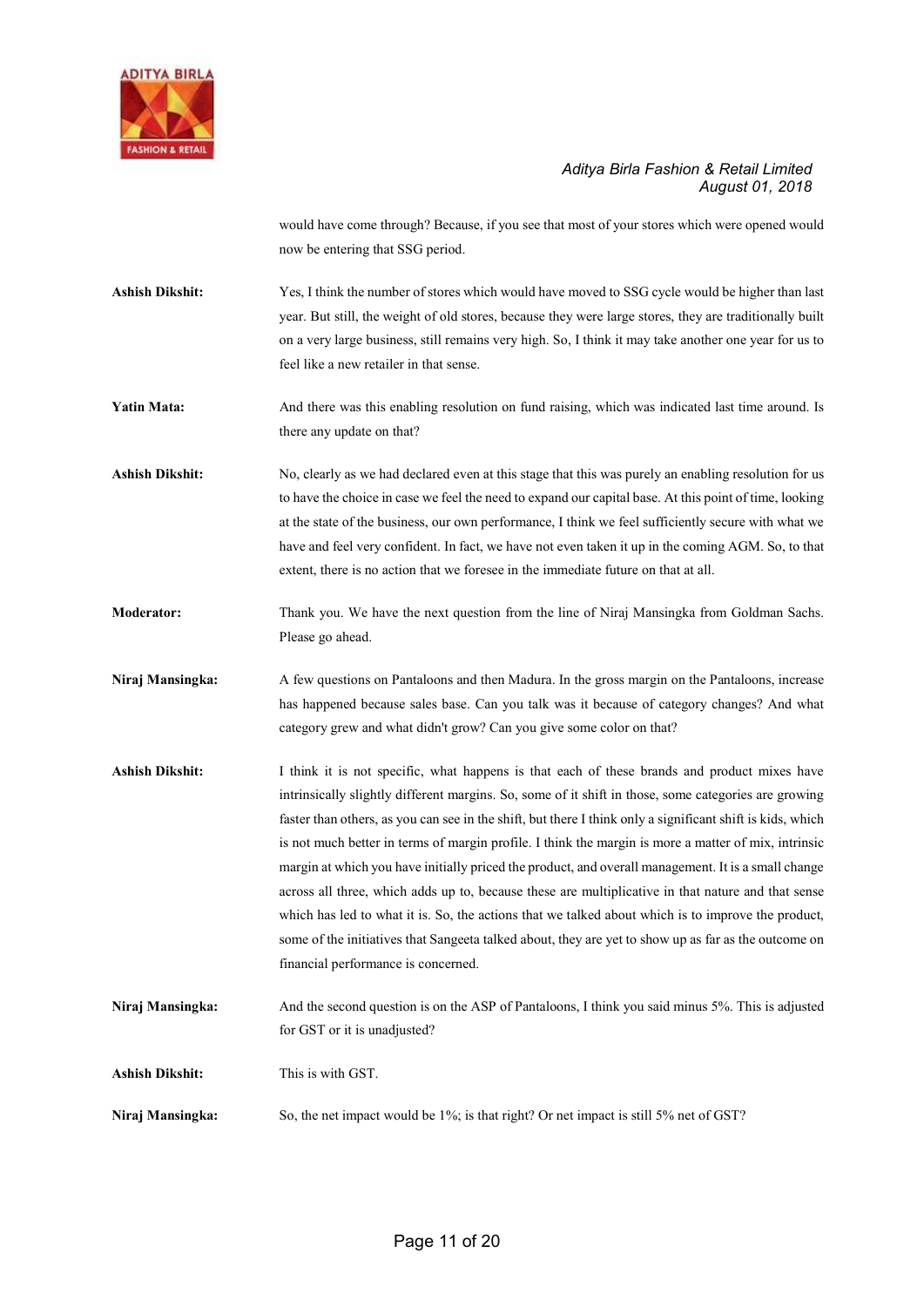would have come through? Because, if you see that most of your stores which were opened would now be entering that SSG period.

**Ashish Dikshit:** Yes, I think the number of stores which would have moved to SSG cycle would be higher than last year. But still, the weight of old stores, because they were large stores, they are traditionally built on a very large business, still remains very high. So, I think it may take another one year for us to feel like a new retailer in that sense.

**Yatin Mata:** And there was this enabling resolution on fund raising, which was indicated last time around. Is there any update on that?

**Ashish Dikshit:** No, clearly as we had declared even at this stage that this was purely an enabling resolution for us to have the choice in case we feel the need to expand our capital base. At this point of time, looking at the state of the business, our own performance, I think we feel sufficiently secure with what we have and feel very confident. In fact, we have not even taken it up in the coming AGM. So, to that extent, there is no action that we foresee in the immediate future on that at all.

**Moderator:** Thank you. We have the next question from the line of Niraj Mansingka from Goldman Sachs. Please go ahead.

**Niraj Mansingka:** A few questions on Pantaloons and then Madura. In the gross margin on the Pantaloons, increase has happened because sales base. Can you talk was it because of category changes? And what category grew and what didn't grow? Can you give some color on that?

**Ashish Dikshit:** I think it is not specific, what happens is that each of these brands and product mixes have intrinsically slightly different margins. So, some of it shift in those, some categories are growing faster than others, as you can see in the shift, but there I think only a significant shift is kids, which is not much better in terms of margin profile. I think the margin is more a matter of mix, intrinsic margin at which you have initially priced the product, and overall management. It is a small change across all three, which adds up to, because these are multiplicative in that nature and that sense which has led to what it is. So, the actions that we talked about which is to improve the product, some of the initiatives that Sangeeta talked about, they are yet to show up as far as the outcome on financial performance is concerned.

**Niraj Mansingka:** And the second question is on the ASP of Pantaloons, I think you said minus 5%. This is adjusted for GST or it is unadjusted?

**Ashish Dikshit:** This is with GST.

**Niraj Mansingka:** So, the net impact would be 1%; is that right? Or net impact is still 5% net of GST?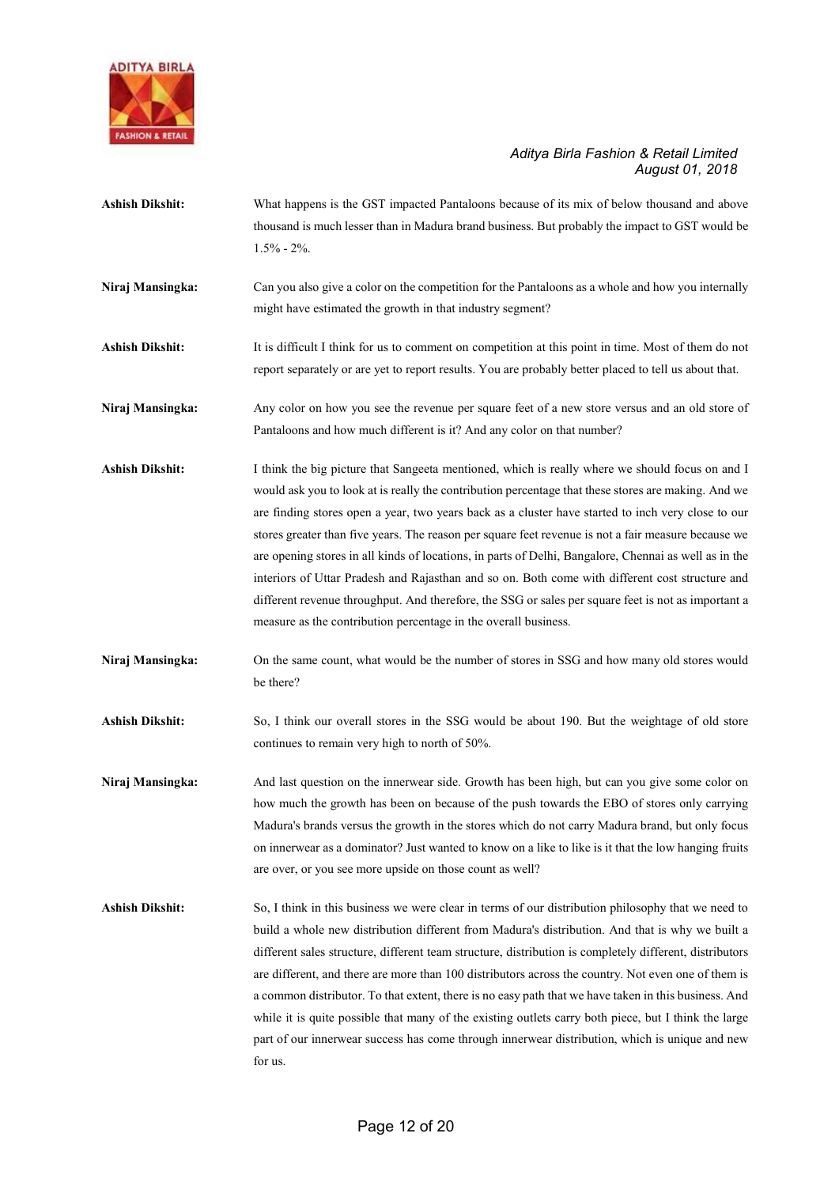**Ashish Dikshit:** What happens is the GST impacted Pantaloons because of its mix of below thousand and above thousand is much lesser than in Madura brand business. But probably the impact to GST would be 1.5% - 2%.

**Niraj Mansingka:** Can you also give a color on the competition for the Pantaloons as a whole and how you internally might have estimated the growth in that industry segment?

**Ashish Dikshit:** It is difficult I think for us to comment on competition at this point in time. Most of them do not report separately or are yet to report results. You are probably better placed to tell us about that.

**Niraj Mansingka:** Any color on how you see the revenue per square feet of a new store versus and an old store of Pantaloons and how much different is it? And any color on that number?

**Ashish Dikshit:** I think the big picture that Sangeeta mentioned, which is really where we should focus on and I would ask you to look at is really the contribution percentage that these stores are making. And we are finding stores open a year, two years back as a cluster have started to inch very close to our stores greater than five years. The reason per square feet revenue is not a fair measure because we are opening stores in all kinds of locations, in parts of Delhi, Bangalore, Chennai as well as in the interiors of Uttar Pradesh and Rajasthan and so on. Both come with different cost structure and different revenue throughput. And therefore, the SSG or sales per square feet is not as important a measure as the contribution percentage in the overall business.

**Niraj Mansingka:** On the same count, what would be the number of stores in SSG and how many old stores would be there?

**Ashish Dikshit:** So, I think our overall stores in the SSG would be about 190. But the weightage of old store continues to remain very high to north of 50%.

**Niraj Mansingka:** And last question on the innerwear side. Growth has been high, but can you give some color on how much the growth has been on because of the push towards the EBO of stores only carrying Madura's brands versus the growth in the stores which do not carry Madura brand, but only focus on innerwear as a dominator? Just wanted to know on a like to like is it that the low hanging fruits are over, or you see more upside on those count as well?

**Ashish Dikshit:** So, I think in this business we were clear in terms of our distribution philosophy that we need to build a whole new distribution different from Madura's distribution. And that is why we built a different sales structure, different team structure, distribution is completely different, distributors are different, and there are more than 100 distributors across the country. Not even one of them is a common distributor. To that extent, there is no easy path that we have taken in this business. And while it is quite possible that many of the existing outlets carry both piece, but I think the large part of our innerwear success has come through innerwear distribution, which is unique and new for us.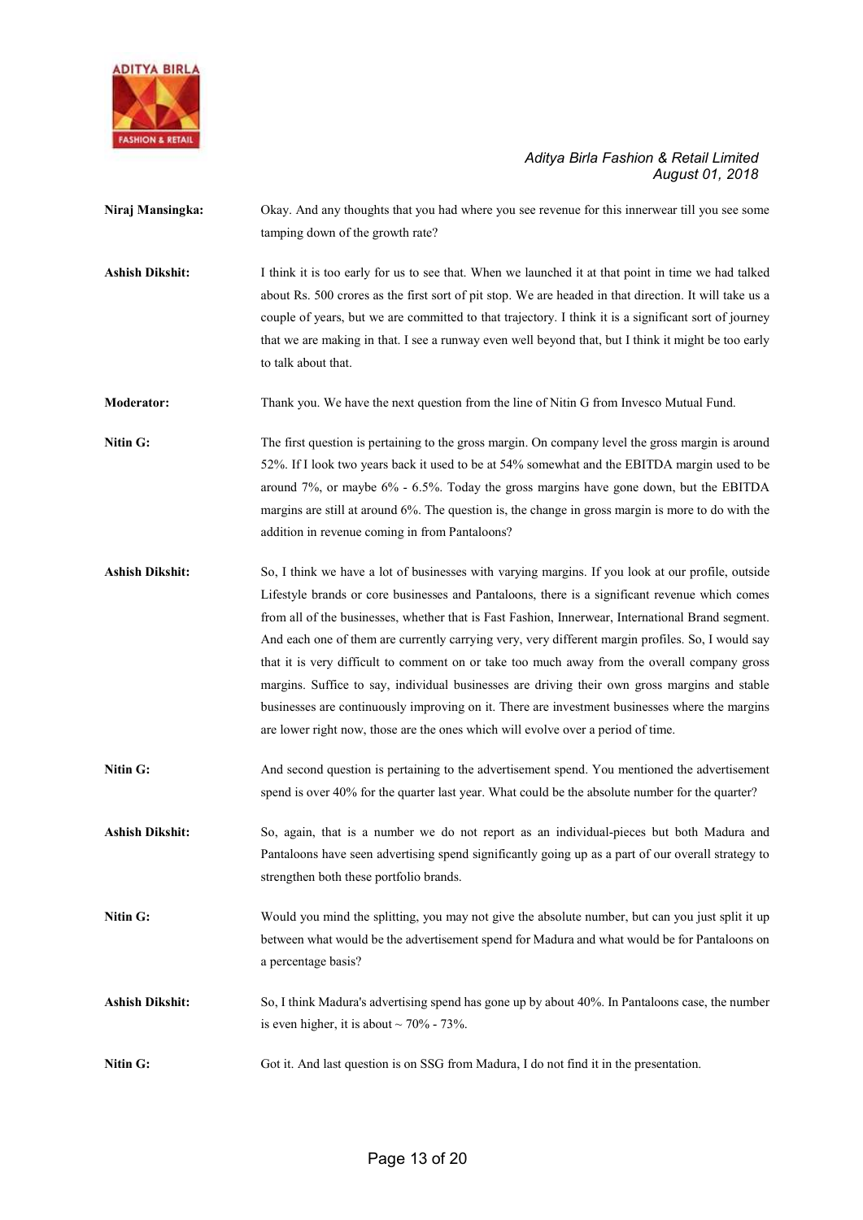**Niraj Mansingka:** Okay. And any thoughts that you had where you see revenue for this innerwear till you see some tamping down of the growth rate?

**Ashish Dikshit:** I think it is too early for us to see that. When we launched it at that point in time we had talked about Rs. 500 crores as the first sort of pit stop. We are headed in that direction. It will take us a couple of years, but we are committed to that trajectory. I think it is a significant sort of journey that we are making in that. I see a runway even well beyond that, but I think it might be too early to talk about that.

**Moderator:** Thank you. We have the next question from the line of Nitin G from Invesco Mutual Fund.

**Nitin G:** The first question is pertaining to the gross margin. On company level the gross margin is around 52%. If I look two years back it used to be at 54% somewhat and the EBITDA margin used to be around 7%, or maybe 6% - 6.5%. Today the gross margins have gone down, but the EBITDA margins are still at around 6%. The question is, the change in gross margin is more to do with the addition in revenue coming in from Pantaloons?

**Ashish Dikshit:** So, I think we have a lot of businesses with varying margins. If you look at our profile, outside Lifestyle brands or core businesses and Pantaloons, there is a significant revenue which comes from all of the businesses, whether that is Fast Fashion, Innerwear, International Brand segment. And each one of them are currently carrying very, very different margin profiles. So, I would say that it is very difficult to comment on or take too much away from the overall company gross margins. Suffice to say, individual businesses are driving their own gross margins and stable businesses are continuously improving on it. There are investment businesses where the margins are lower right now, those are the ones which will evolve over a period of time.

**Nitin G:** And second question is pertaining to the advertisement spend. You mentioned the advertisement spend is over 40% for the quarter last year. What could be the absolute number for the quarter?

**Ashish Dikshit:** So, again, that is a number we do not report as an individual-pieces but both Madura and Pantaloons have seen advertising spend significantly going up as a part of our overall strategy to strengthen both these portfolio brands.

**Nitin G:** Would you mind the splitting, you may not give the absolute number, but can you just split it up between what would be the advertisement spend for Madura and what would be for Pantaloons on a percentage basis?

**Ashish Dikshit:** So, I think Madura's advertising spend has gone up by about 40%. In Pantaloons case, the number is even higher, it is about ~ 70% - 73%.

**Nitin G:** Got it. And last question is on SSG from Madura, I do not find it in the presentation.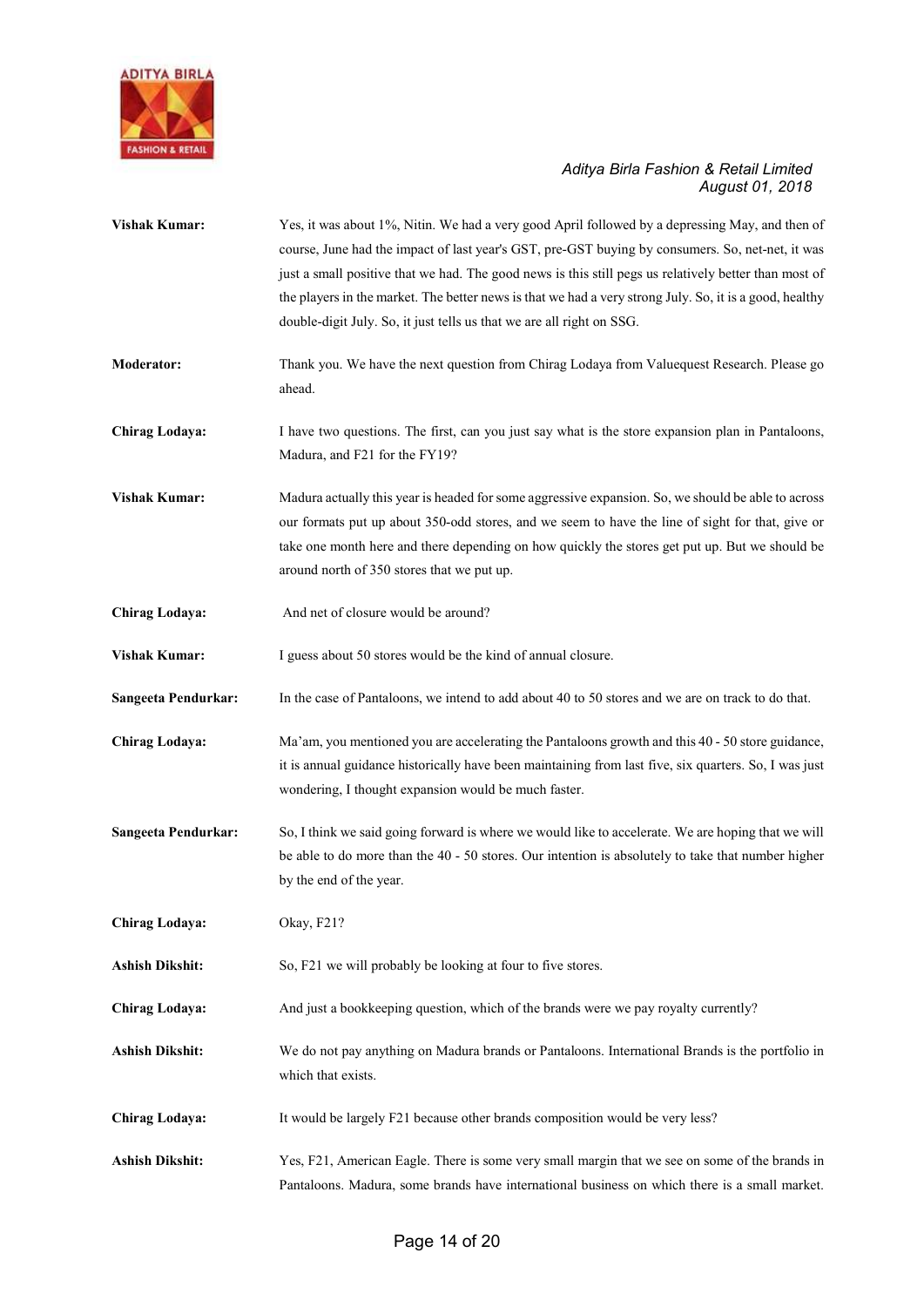**Vishak Kumar:** Yes, it was about 1%, Nitin. We had a very good April followed by a depressing May, and then of course, June had the impact of last year's GST, pre-GST buying by consumers. So, net-net, it was just a small positive that we had. The good news is this still pegs us relatively better than most of the players in the market. The better news is that we had a very strong July. So, it is a good, healthy double-digit July. So, it just tells us that we are all right on SSG.

**Moderator:** Thank you. We have the next question from Chirag Lodaya from Valuequest Research. Please go ahead.

**Chirag Lodaya:** I have two questions. The first, can you just say what is the store expansion plan in Pantaloons, Madura, and F21 for the FY19?

**Vishak Kumar:** Madura actually this year is headed for some aggressive expansion. So, we should be able to across our formats put up about 350-odd stores, and we seem to have the line of sight for that, give or take one month here and there depending on how quickly the stores get put up. But we should be around north of 350 stores that we put up.

**Chirag Lodaya:** And net of closure would be around?

**Vishak Kumar:** I guess about 50 stores would be the kind of annual closure.

**Sangeeta Pendurkar:** In the case of Pantaloons, we intend to add about 40 to 50 stores and we are on track to do that.

**Chirag Lodaya:** Ma'am, you mentioned you are accelerating the Pantaloons growth and this 40 - 50 store guidance, it is annual guidance historically have been maintaining from last five, six quarters. So, I was just wondering, I thought expansion would be much faster.

**Sangeeta Pendurkar:** So, I think we said going forward is where we would like to accelerate. We are hoping that we will be able to do more than the 40 - 50 stores. Our intention is absolutely to take that number higher by the end of the year.

**Chirag Lodaya:** Okay, F21?

**Ashish Dikshit:** So, F21 we will probably be looking at four to five stores.

**Chirag Lodaya:** And just a bookkeeping question, which of the brands were we pay royalty currently?

**Ashish Dikshit:** We do not pay anything on Madura brands or Pantaloons. International Brands is the portfolio in which that exists.

**Chirag Lodaya:** It would be largely F21 because other brands composition would be very less?

**Ashish Dikshit:** Yes, F21, American Eagle. There is some very small margin that we see on some of the brands in Pantaloons. Madura, some brands have international business on which there is a small market.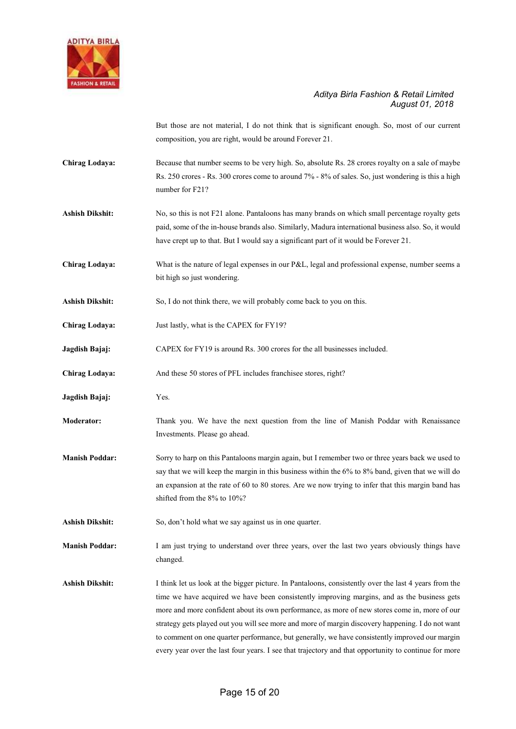But those are not material, I do not think that is significant enough. So, most of our current composition, you are right, would be around Forever 21.

**Chirag Lodaya:** Because that number seems to be very high. So, absolute Rs. 28 crores royalty on a sale of maybe Rs. 250 crores - Rs. 300 crores come to around 7% - 8% of sales. So, just wondering is this a high number for F21?

**Ashish Dikshit:** No, so this is not F21 alone. Pantaloons has many brands on which small percentage royalty gets paid, some of the in-house brands also. Similarly, Madura international business also. So, it would have crept up to that. But I would say a significant part of it would be Forever 21.

**Chirag Lodaya:** What is the nature of legal expenses in our P&L, legal and professional expense, number seems a bit high so just wondering.

**Ashish Dikshit:** So, I do not think there, we will probably come back to you on this.

**Chirag Lodaya:** Just lastly, what is the CAPEX for FY19?

**Jagdish Bajaj:** CAPEX for FY19 is around Rs. 300 crores for the all businesses included.

**Chirag Lodaya:** And these 50 stores of PFL includes franchisee stores, right?

**Jagdish Bajaj:** Yes.

**Moderator:** Thank you. We have the next question from the line of Manish Poddar with Renaissance Investments. Please go ahead.

**Manish Poddar:** Sorry to harp on this Pantaloons margin again, but I remember two or three years back we used to say that we will keep the margin in this business within the 6% to 8% band, given that we will do an expansion at the rate of 60 to 80 stores. Are we now trying to infer that this margin band has shifted from the 8% to 10%?

**Ashish Dikshit:** So, don't hold what we say against us in one quarter.

**Manish Poddar:** I am just trying to understand over three years, over the last two years obviously things have changed.

**Ashish Dikshit:** I think let us look at the bigger picture. In Pantaloons, consistently over the last 4 years from the time we have acquired we have been consistently improving margins, and as the business gets more and more confident about its own performance, as more of new stores come in, more of our strategy gets played out you will see more and more of margin discovery happening. I do not want to comment on one quarter performance, but generally, we have consistently improved our margin every year over the last four years. I see that trajectory and that opportunity to continue for more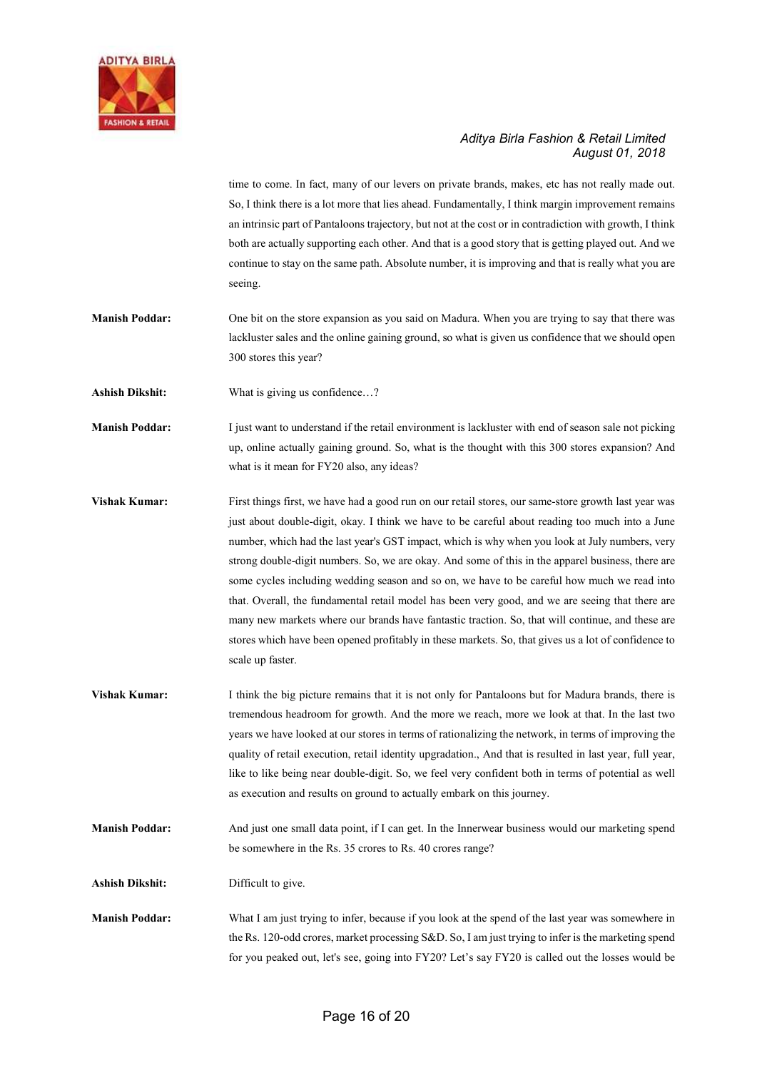time to come. In fact, many of our levers on private brands, makes, etc has not really made out. So, I think there is a lot more that lies ahead. Fundamentally, I think margin improvement remains an intrinsic part of Pantaloons trajectory, but not at the cost or in contradiction with growth, I think both are actually supporting each other. And that is a good story that is getting played out. And we continue to stay on the same path. Absolute number, it is improving and that is really what you are seeing.

**Manish Poddar:** One bit on the store expansion as you said on Madura. When you are trying to say that there was lackluster sales and the online gaining ground, so what is given us confidence that we should open 300 stores this year?

**Ashish Dikshit:** What is giving us confidence…?

**Manish Poddar:** I just want to understand if the retail environment is lackluster with end of season sale not picking up, online actually gaining ground. So, what is the thought with this 300 stores expansion? And what is it mean for FY20 also, any ideas?

**Vishak Kumar:** First things first, we have had a good run on our retail stores, our same-store growth last year was just about double-digit, okay. I think we have to be careful about reading too much into a June number, which had the last year's GST impact, which is why when you look at July numbers, very strong double-digit numbers. So, we are okay. And some of this in the apparel business, there are some cycles including wedding season and so on, we have to be careful how much we read into that. Overall, the fundamental retail model has been very good, and we are seeing that there are many new markets where our brands have fantastic traction. So, that will continue, and these are stores which have been opened profitably in these markets. So, that gives us a lot of confidence to scale up faster.

**Vishak Kumar:** I think the big picture remains that it is not only for Pantaloons but for Madura brands, there is tremendous headroom for growth. And the more we reach, more we look at that. In the last two years we have looked at our stores in terms of rationalizing the network, in terms of improving the quality of retail execution, retail identity upgradation., And that is resulted in last year, full year, like to like being near double-digit. So, we feel very confident both in terms of potential as well as execution and results on ground to actually embark on this journey.

**Manish Poddar:** And just one small data point, if I can get. In the Innerwear business would our marketing spend be somewhere in the Rs. 35 crores to Rs. 40 crores range?

**Ashish Dikshit:** Difficult to give.

**Manish Poddar:** What I am just trying to infer, because if you look at the spend of the last year was somewhere in the Rs. 120-odd crores, market processing S&D. So, I am just trying to infer is the marketing spend for you peaked out, let's see, going into FY20? Let's say FY20 is called out the losses would be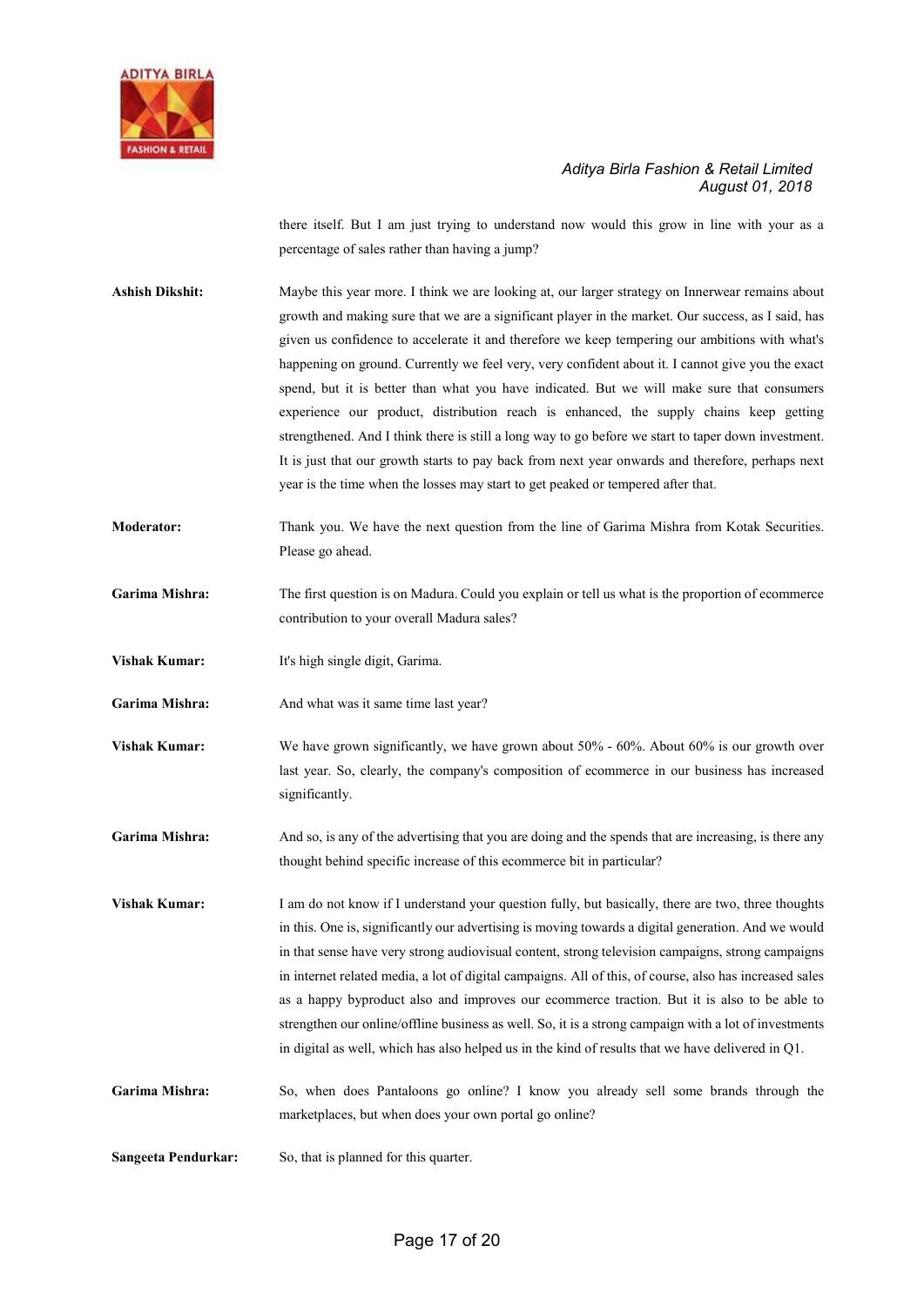there itself. But I am just trying to understand now would this grow in line with your as a percentage of sales rather than having a jump?

**Ashish Dikshit:** Maybe this year more. I think we are looking at, our larger strategy on Innerwear remains about growth and making sure that we are a significant player in the market. Our success, as I said, has given us confidence to accelerate it and therefore we keep tempering our ambitions with what's happening on ground. Currently we feel very, very confident about it. I cannot give you the exact spend, but it is better than what you have indicated. But we will make sure that consumers experience our product, distribution reach is enhanced, the supply chains keep getting strengthened. And I think there is still a long way to go before we start to taper down investment. It is just that our growth starts to pay back from next year onwards and therefore, perhaps next year is the time when the losses may start to get peaked or tempered after that.

**Moderator:** Thank you. We have the next question from the line of Garima Mishra from Kotak Securities. Please go ahead.

**Garima Mishra:** The first question is on Madura. Could you explain or tell us what is the proportion of ecommerce contribution to your overall Madura sales?

**Vishak Kumar:** It's high single digit, Garima.

**Garima Mishra:** And what was it same time last year?

**Vishak Kumar:** We have grown significantly, we have grown about 50% - 60%. About 60% is our growth over last year. So, clearly, the company's composition of ecommerce in our business has increased significantly.

**Garima Mishra:** And so, is any of the advertising that you are doing and the spends that are increasing, is there any thought behind specific increase of this ecommerce bit in particular?

**Vishak Kumar:** I am do not know if I understand your question fully, but basically, there are two, three thoughts in this. One is, significantly our advertising is moving towards a digital generation. And we would in that sense have very strong audiovisual content, strong television campaigns, strong campaigns in internet related media, a lot of digital campaigns. All of this, of course, also has increased sales as a happy byproduct also and improves our ecommerce traction. But it is also to be able to strengthen our online/offline business as well. So, it is a strong campaign with a lot of investments in digital as well, which has also helped us in the kind of results that we have delivered in Q1.

**Garima Mishra:** So, when does Pantaloons go online? I know you already sell some brands through the marketplaces, but when does your own portal go online?

**Sangeeta Pendurkar:** So, that is planned for this quarter.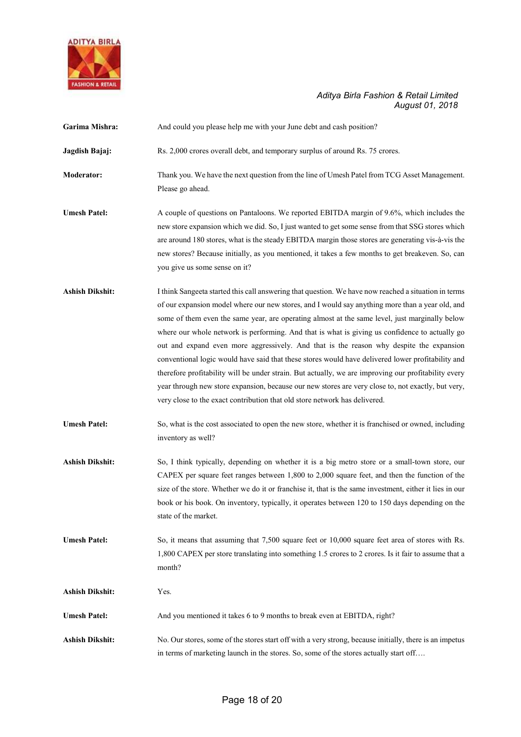**Garima Mishra:** And could you please help me with your June debt and cash position?

**Jagdish Bajaj:** Rs. 2,000 crores overall debt, and temporary surplus of around Rs. 75 crores.

**Moderator:** Thank you. We have the next question from the line of Umesh Patel from TCG Asset Management. Please go ahead.

**Umesh Patel:** A couple of questions on Pantaloons. We reported EBITDA margin of 9.6%, which includes the new store expansion which we did. So, I just wanted to get some sense from that SSG stores which are around 180 stores, what is the steady EBITDA margin those stores are generating vis-à-vis the new stores? Because initially, as you mentioned, it takes a few months to get breakeven. So, can you give us some sense on it?

**Ashish Dikshit:** I think Sangeeta started this call answering that question. We have now reached a situation in terms of our expansion model where our new stores, and I would say anything more than a year old, and some of them even the same year, are operating almost at the same level, just marginally below where our whole network is performing. And that is what is giving us confidence to actually go out and expand even more aggressively. And that is the reason why despite the expansion conventional logic would have said that these stores would have delivered lower profitability and therefore profitability will be under strain. But actually, we are improving our profitability every year through new store expansion, because our new stores are very close to, not exactly, but very, very close to the exact contribution that old store network has delivered.

**Umesh Patel:** So, what is the cost associated to open the new store, whether it is franchised or owned, including inventory as well?

**Ashish Dikshit:** So, I think typically, depending on whether it is a big metro store or a small-town store, our CAPEX per square feet ranges between 1,800 to 2,000 square feet, and then the function of the size of the store. Whether we do it or franchise it, that is the same investment, either it lies in our book or his book. On inventory, typically, it operates between 120 to 150 days depending on the state of the market.

**Umesh Patel:** So, it means that assuming that 7,500 square feet or 10,000 square feet area of stores with Rs. 1,800 CAPEX per store translating into something 1.5 crores to 2 crores. Is it fair to assume that a month?

**Ashish Dikshit:** Yes.

**Umesh Patel:** And you mentioned it takes 6 to 9 months to break even at EBITDA, right?

**Ashish Dikshit:** No. Our stores, some of the stores start off with a very strong, because initially, there is an impetus in terms of marketing launch in the stores. So, some of the stores actually start off….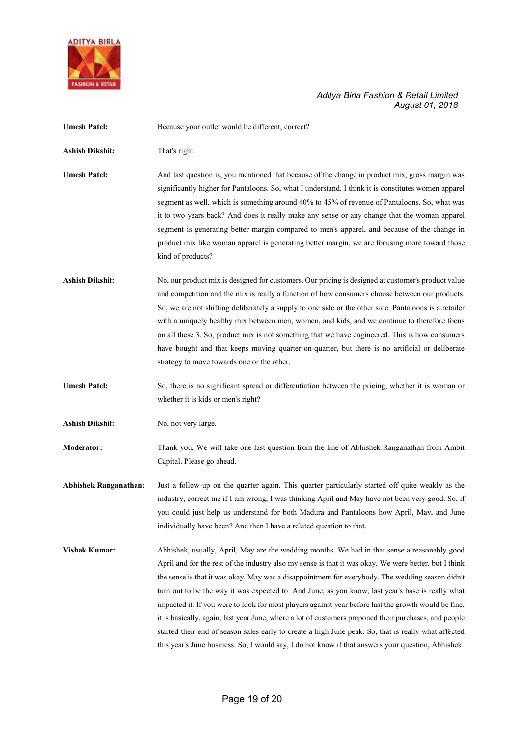**Umesh Patel:** Because your outlet would be different, correct?

**Ashish Dikshit:** That's right.

**Umesh Patel:** And last question is, you mentioned that because of the change in product mix, gross margin was significantly higher for Pantaloons. So, what I understand, I think it is constitutes women apparel segment as well, which is something around 40% to 45% of revenue of Pantaloons. So, what was it to two years back? And does it really make any sense or any change that the woman apparel segment is generating better margin compared to men's apparel, and because of the change in product mix like woman apparel is generating better margin, we are focusing more toward those kind of products?

**Ashish Dikshit:** No, our product mix is designed for customers. Our pricing is designed at customer's product value and competition and the mix is really a function of how consumers choose between our products. So, we are not shifting deliberately a supply to one side or the other side. Pantaloons is a retailer with a uniquely healthy mix between men, women, and kids, and we continue to therefore focus on all these 3. So, product mix is not something that we have engineered. This is how consumers have bought and that keeps moving quarter-on-quarter, but there is no artificial or deliberate strategy to move towards one or the other.

**Umesh Patel:** So, there is no significant spread or differentiation between the pricing, whether it is woman or whether it is kids or men's right?

**Ashish Dikshit:** No, not very large.

**Moderator:** Thank you. We will take one last question from the line of Abhishek Ranganathan from Ambit Capital. Please go ahead.

**Abhishek Ranganathan:** Just a follow-up on the quarter again. This quarter particularly started off quite weakly as the industry, correct me if I am wrong, I was thinking April and May have not been very good. So, if you could just help us understand for both Madura and Pantaloons how April, May, and June individually have been? And then I have a related question to that.

**Vishak Kumar:** Abhishek, usually, April, May are the wedding months. We had in that sense a reasonably good April and for the rest of the industry also my sense is that it was okay. We were better, but I think the sense is that it was okay. May was a disappointment for everybody. The wedding season didn't turn out to be the way it was expected to. And June, as you know, last year's base is really what impacted it. If you were to look for most players against year before last the growth would be fine, it is basically, again, last year June, where a lot of customers preponed their purchases, and people started their end of season sales early to create a high June peak. So, that is really what affected this year's June business. So, I would say, I do not know if that answers your question, Abhishek.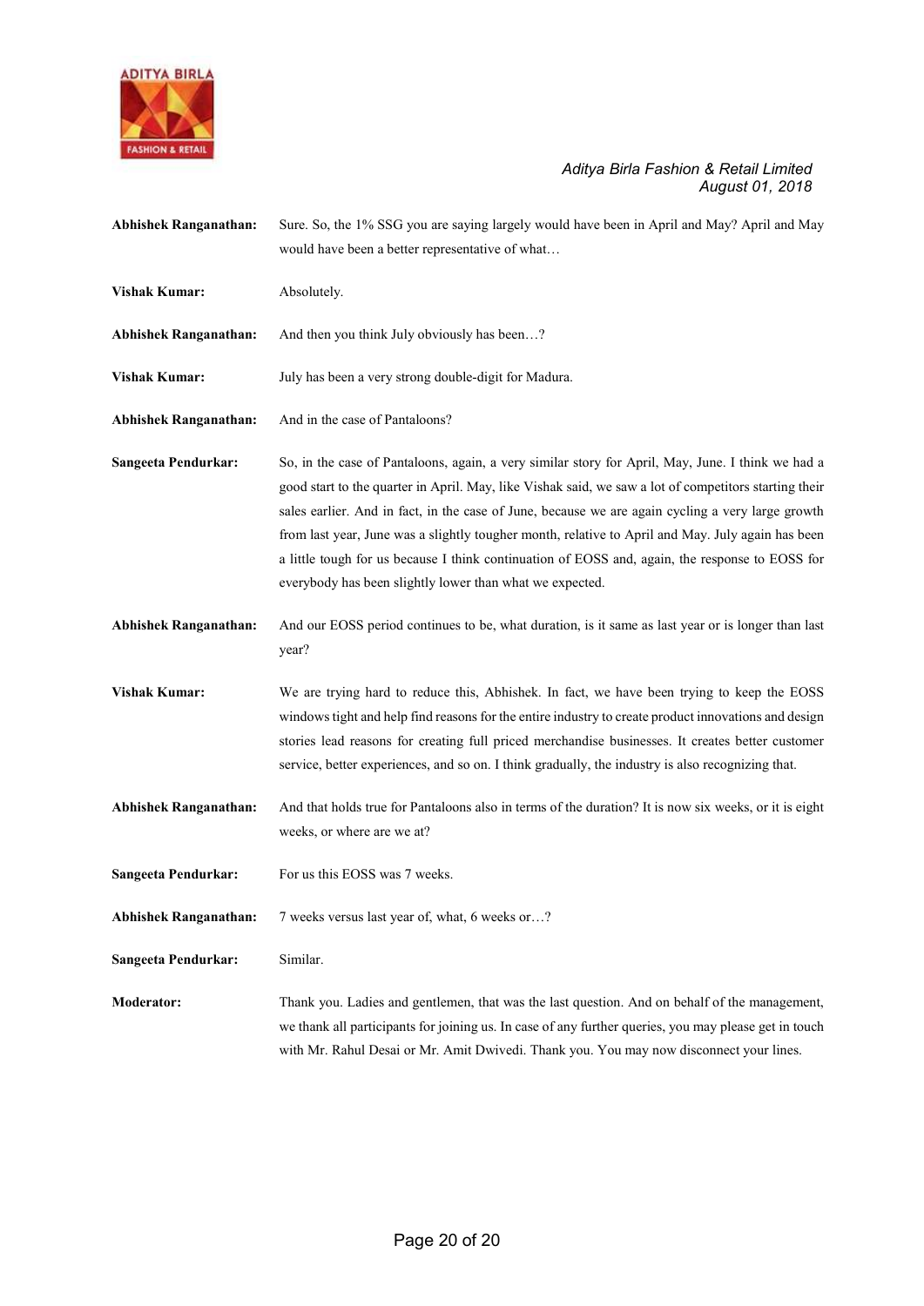**Abhishek Ranganathan:** Sure. So, the 1% SSG you are saying largely would have been in April and May? April and May would have been a better representative of what…

**Vishak Kumar:** Absolutely.

**Abhishek Ranganathan:** And then you think July obviously has been…?

**Vishak Kumar:** July has been a very strong double-digit for Madura.

**Abhishek Ranganathan:** And in the case of Pantaloons?

**Sangeeta Pendurkar:** So, in the case of Pantaloons, again, a very similar story for April, May, June. I think we had a good start to the quarter in April. May, like Vishak said, we saw a lot of competitors starting their sales earlier. And in fact, in the case of June, because we are again cycling a very large growth from last year, June was a slightly tougher month, relative to April and May. July again has been a little tough for us because I think continuation of EOSS and, again, the response to EOSS for everybody has been slightly lower than what we expected.

**Abhishek Ranganathan:** And our EOSS period continues to be, what duration, is it same as last year or is longer than last year?

**Vishak Kumar:** We are trying hard to reduce this, Abhishek. In fact, we have been trying to keep the EOSS windows tight and help find reasons for the entire industry to create product innovations and design stories lead reasons for creating full priced merchandise businesses. It creates better customer service, better experiences, and so on. I think gradually, the industry is also recognizing that.

**Abhishek Ranganathan:** And that holds true for Pantaloons also in terms of the duration? It is now six weeks, or it is eight weeks, or where are we at?

**Sangeeta Pendurkar:** For us this EOSS was 7 weeks.

**Abhishek Ranganathan:** 7 weeks versus last year of, what, 6 weeks or…?

**Sangeeta Pendurkar:** Similar.

**Moderator:** Thank you. Ladies and gentlemen, that was the last question. And on behalf of the management, we thank all participants for joining us. In case of any further queries, you may please get in touch with Mr. Rahul Desai or Mr. Amit Dwivedi. Thank you. You may now disconnect your lines.